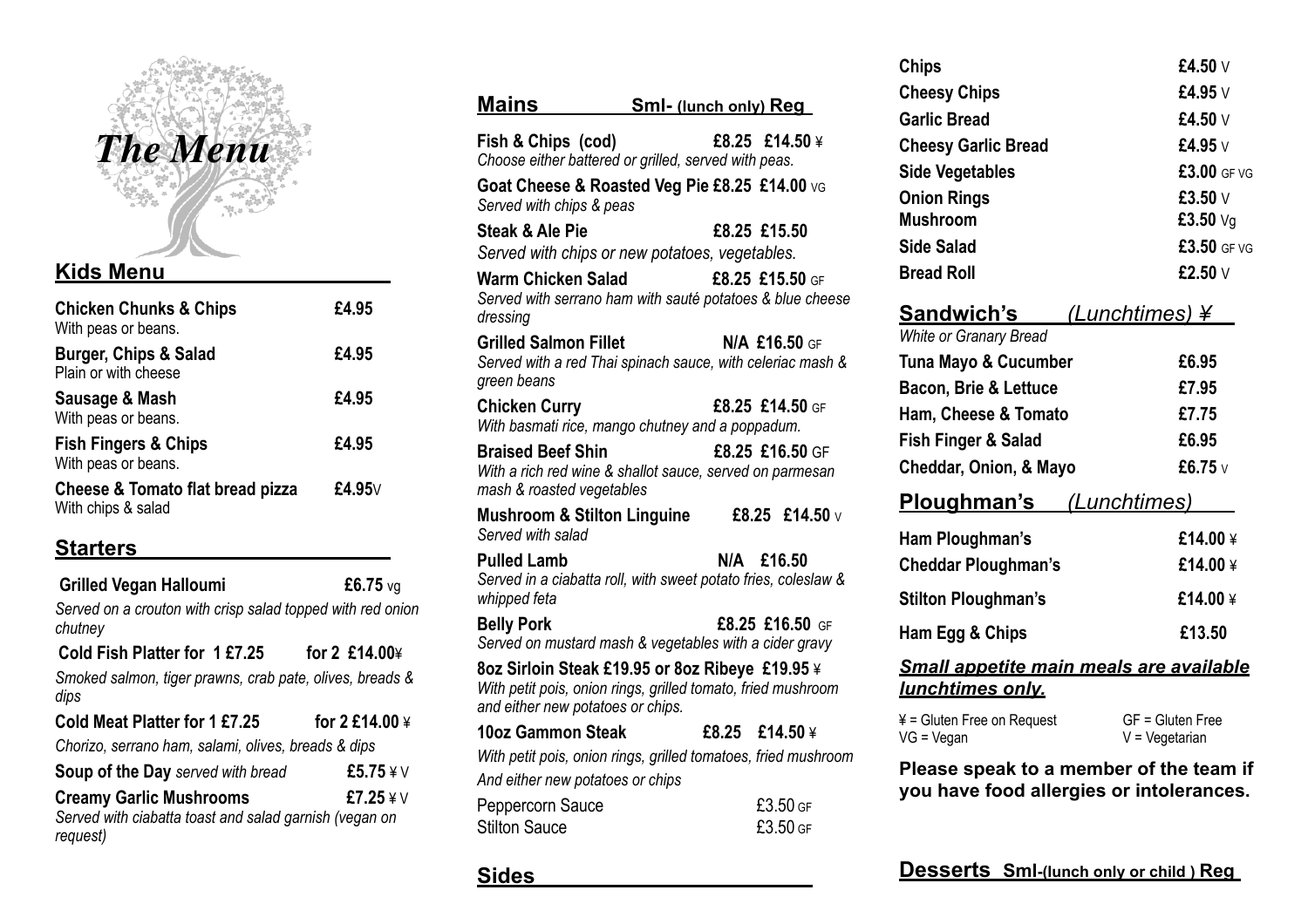# *The Menu*

## Kids Menu

| Item | Price |
|---|---|
| **Chicken Chunks & Chips** With peas or beans. | **£4.95** |
| **Burger, Chips & Salad** Plain or with cheese | **£4.95** |
| **Sausage & Mash** With peas or beans. | **£4.95** |
| **Fish Fingers & Chips** With peas or beans. | **£4.95** |
| **Cheese & Tomato flat bread pizza** With chips & salad | **£4.95**V |

## Starters

**Grilled Vegan Halloumi** **£6.75** vg
*Served on a crouton with crisp salad topped with red onion chutney*

**Cold Fish Platter for 1 £7.25** **for 2 £14.00**¥
*Smoked salmon, tiger prawns, crab pate, olives, breads & dips*

**Cold Meat Platter for 1 £7.25** **for 2 £14.00** ¥
*Chorizo, serrano ham, salami, olives, breads & dips*

**Soup of the Day** *served with bread* **£5.75** ¥ V

**Creamy Garlic Mushrooms** **£7.25** ¥ V
*Served with ciabatta toast and salad garnish (vegan on request)*

## Mains Sml- (lunch only) Reg

**Fish & Chips (cod)** **£8.25 £14.50** ¥
*Choose either battered or grilled, served with peas.*

**Goat Cheese & Roasted Veg Pie £8.25 £14.00** VG
*Served with chips & peas*

**Steak & Ale Pie** **£8.25 £15.50**
*Served with chips or new potatoes, vegetables.*

**Warm Chicken Salad** **£8.25 £15.50** GF
*Served with serrano ham with sauté potatoes & blue cheese dressing*

**Grilled Salmon Fillet** **N/A £16.50** GF
*Served with a red Thai spinach sauce, with celeriac mash & green beans*

**Chicken Curry** **£8.25 £14.50** GF
*With basmati rice, mango chutney and a poppadum.*

**Braised Beef Shin** **£8.25 £16.50** GF
*With a rich red wine & shallot sauce, served on parmesan mash & roasted vegetables*

**Mushroom & Stilton Linguine** **£8.25 £14.50** V
*Served with salad*

**Pulled Lamb** **N/A £16.50**
*Served in a ciabatta roll, with sweet potato fries, coleslaw & whipped feta*

**Belly Pork** **£8.25 £16.50** GF
*Served on mustard mash & vegetables with a cider gravy*

**8oz Sirloin Steak £19.95 or 8oz Ribeye £19.95** ¥
*With petit pois, onion rings, grilled tomato, fried mushroom and either new potatoes or chips.*

**10oz Gammon Steak** **£8.25 £14.50** ¥
*With petit pois, onion rings, grilled tomatoes, fried mushroom*
*And either new potatoes or chips*

| Sauce | Price |
|---|---|
| Peppercorn Sauce | £3.50 GF |
| Stilton Sauce | £3.50 GF |

## Sides

| Item | Price |
|---|---|
| **Chips** | **£4.50** V |
| **Cheesy Chips** | **£4.95** V |
| **Garlic Bread** | **£4.50** V |
| **Cheesy Garlic Bread** | **£4.95** V |
| **Side Vegetables** | **£3.00** GF VG |
| **Onion Rings** | **£3.50** V |
| **Mushroom** | **£3.50** Vg |
| **Side Salad** | **£3.50** GF VG |
| **Bread Roll** | **£2.50** V |

## Sandwich's *(Lunchtimes)* ¥

*White or Granary Bread*

| Item | Price |
|---|---|
| **Tuna Mayo & Cucumber** | **£6.95** |
| **Bacon, Brie & Lettuce** | **£7.95** |
| **Ham, Cheese & Tomato** | **£7.75** |
| **Fish Finger & Salad** | **£6.95** |
| **Cheddar, Onion, & Mayo** | **£6.75** V |

## Ploughman's *(Lunchtimes)*

| Item | Price |
|---|---|
| **Ham Ploughman's** | **£14.00** ¥ |
| **Cheddar Ploughman's** | **£14.00** ¥ |
| **Stilton Ploughman's** | **£14.00** ¥ |
| **Ham Egg & Chips** | **£13.50** |

***Small appetite main meals are available lunchtimes only.***

¥ = Gluten Free on Request
GF = Gluten Free
VG = Vegan
V = Vegetarian

**Please speak to a member of the team if you have food allergies or intolerances.**

## Desserts Sml-(lunch only or child ) Reg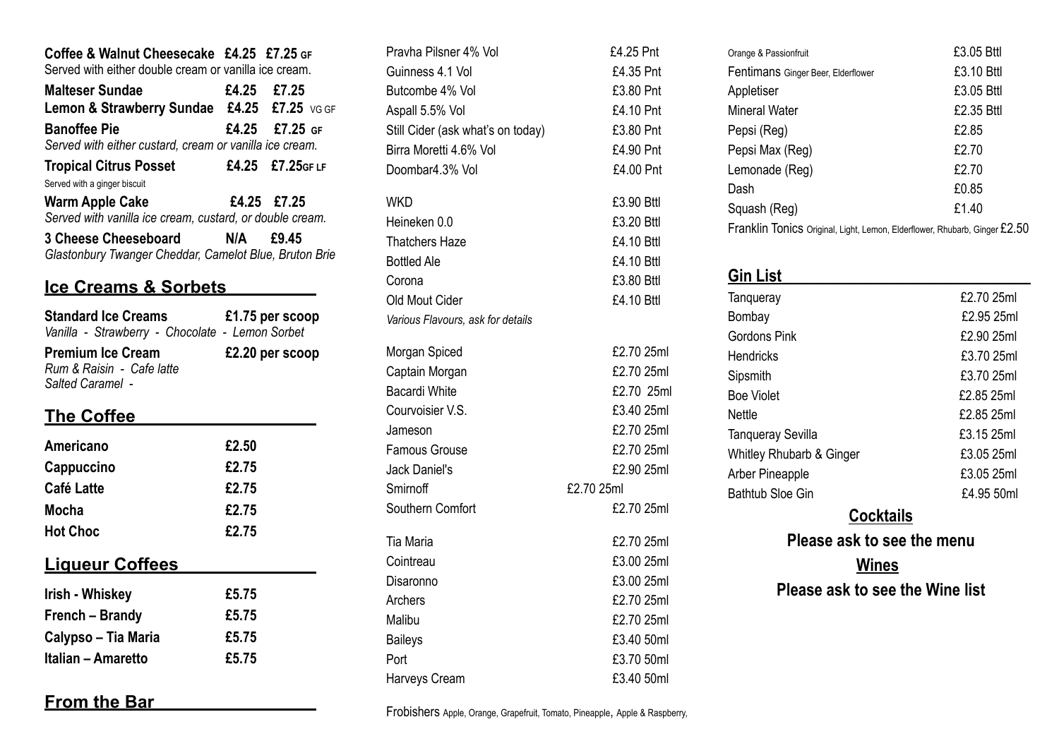**Coffee & Walnut Cheesecake** **£4.25** **£7.25 GF**
Served with either double cream or vanilla ice cream.

**Malteser Sundae** **£4.25** **£7.25**

**Lemon & Strawberry Sundae** **£4.25** **£7.25** VG GF

**Banoffee Pie** **£4.25** **£7.25 GF**
*Served with either custard, cream or vanilla ice cream.*

**Tropical Citrus Posset** **£4.25** **£7.25GF LF**
Served with a ginger biscuit

**Warm Apple Cake** **£4.25** **£7.25**
*Served with vanilla ice cream, custard, or double cream.*

**3 Cheese Cheeseboard** **N/A** **£9.45**
*Glastonbury Twanger Cheddar, Camelot Blue, Bruton Brie*

## Ice Creams & Sorbets

**Standard Ice Creams** **£1.75 per scoop**
*Vanilla - Strawberry - Chocolate - Lemon Sorbet*

**Premium Ice Cream** **£2.20 per scoop**
*Rum & Raisin - Cafe latte*
*Salted Caramel -*

## The Coffee

| | |
|---|---|
| **Americano** | **£2.50** |
| **Cappuccino** | **£2.75** |
| **Café Latte** | **£2.75** |
| **Mocha** | **£2.75** |
| **Hot Choc** | **£2.75** |

## Liqueur Coffees

| | |
|---|---|
| **Irish - Whiskey** | **£5.75** |
| **French – Brandy** | **£5.75** |
| **Calypso – Tia Maria** | **£5.75** |
| **Italian – Amaretto** | **£5.75** |

## From the Bar

| | |
|---|---|
| Pravha Pilsner 4% Vol | £4.25 Pnt |
| Guinness 4.1 Vol | £4.35 Pnt |
| Butcombe 4% Vol | £3.80 Pnt |
| Aspall 5.5% Vol | £4.10 Pnt |
| Still Cider (ask what's on today) | £3.80 Pnt |
| Birra Moretti 4.6% Vol | £4.90 Pnt |
| Doombar4.3% Vol | £4.00 Pnt |
| WKD | £3.90 Bttl |
| Heineken 0.0 | £3.20 Bttl |
| Thatchers Haze | £4.10 Bttl |
| Bottled Ale | £4.10 Bttl |
| Corona | £3.80 Bttl |
| Old Mout Cider | £4.10 Bttl |
| *Various Flavours, ask for details* | |
| Morgan Spiced | £2.70 25ml |
| Captain Morgan | £2.70 25ml |
| Bacardi White | £2.70 25ml |
| Courvoisier V.S. | £3.40 25ml |
| Jameson | £2.70 25ml |
| Famous Grouse | £2.70 25ml |
| Jack Daniel's | £2.90 25ml |
| Smirnoff | £2.70 25ml |
| Southern Comfort | £2.70 25ml |
| Tia Maria | £2.70 25ml |
| Cointreau | £3.00 25ml |
| Disaronno | £3.00 25ml |
| Archers | £2.70 25ml |
| Malibu | £2.70 25ml |
| Baileys | £3.40 50ml |
| Port | £3.70 50ml |
| Harveys Cream | £3.40 50ml |

Frobishers Apple, Orange, Grapefruit, Tomato, Pineapple, Apple & Raspberry,

| | |
|---|---|
| Orange & Passionfruit | £3.05 Bttl |
| Fentimans Ginger Beer, Elderflower | £3.10 Bttl |
| Appletiser | £3.05 Bttl |
| Mineral Water | £2.35 Bttl |
| Pepsi (Reg) | £2.85 |
| Pepsi Max (Reg) | £2.70 |
| Lemonade (Reg) | £2.70 |
| Dash | £0.85 |
| Squash (Reg) | £1.40 |
| Franklin Tonics Original, Light, Lemon, Elderflower, Rhubarb, Ginger | £2.50 |

## Gin List

| | |
|---|---|
| Tanqueray | £2.70 25ml |
| Bombay | £2.95 25ml |
| Gordons Pink | £2.90 25ml |
| Hendricks | £3.70 25ml |
| Sipsmith | £3.70 25ml |
| Boe Violet | £2.85 25ml |
| Nettle | £2.85 25ml |
| Tanqueray Sevilla | £3.15 25ml |
| Whitley Rhubarb & Ginger | £3.05 25ml |
| Arber Pineapple | £3.05 25ml |
| Bathtub Sloe Gin | £4.95 50ml |

## Cocktails

**Please ask to see the menu**

## Wines

**Please ask to see the Wine list**